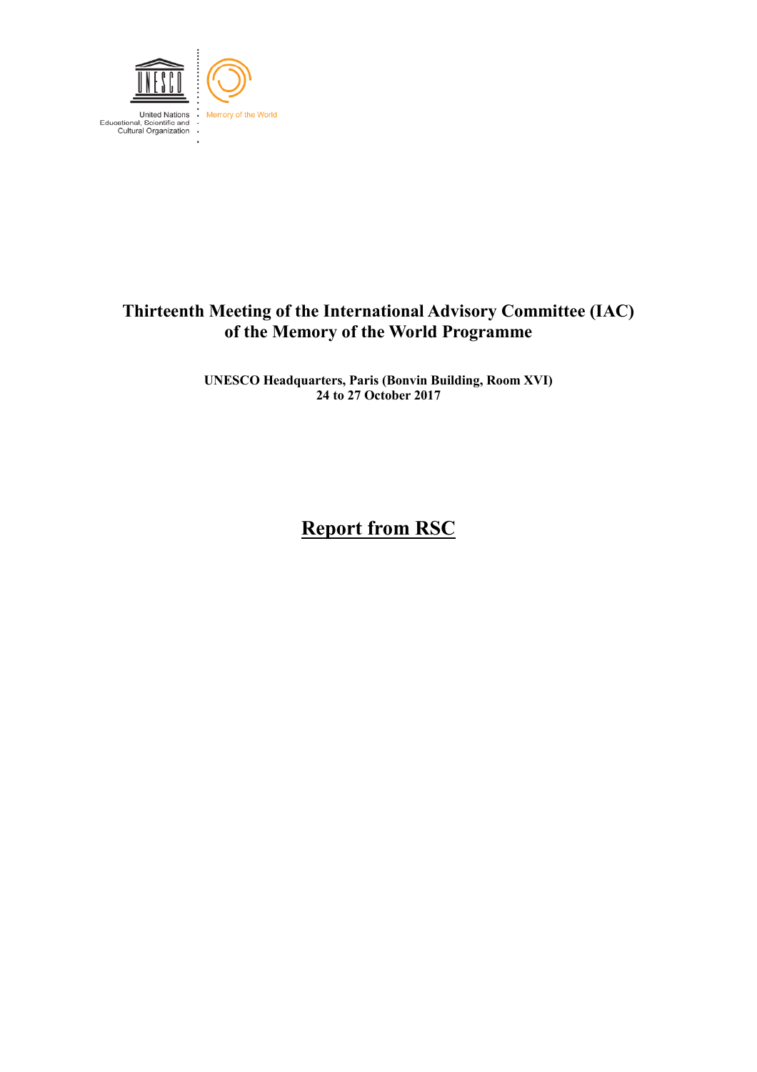United Nations Educational, Scientific and Cultural Organization

Memory of the World

# Thirteenth Meeting of the International Advisory Committee (IAC) of the Memory of the World Programme

**UNESCO Headquarters, Paris (Bonvin Building, Room XVI)**
**24 to 27 October 2017**

## Report from RSC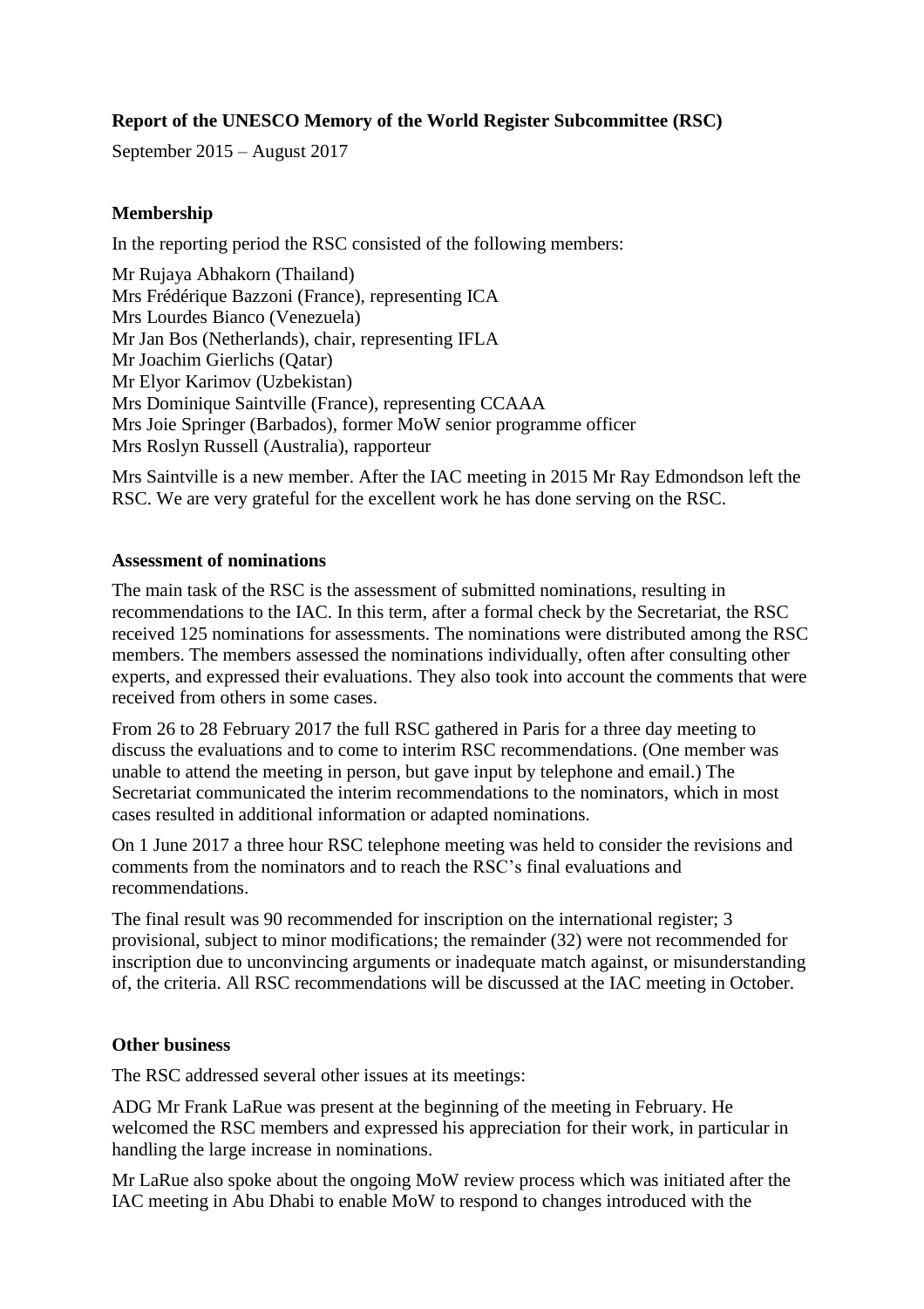**Report of the UNESCO Memory of the World Register Subcommittee (RSC)**

September 2015 – August 2017

**Membership**

In the reporting period the RSC consisted of the following members:

Mr Rujaya Abhakorn (Thailand)
Mrs Frédérique Bazzoni (France), representing ICA
Mrs Lourdes Bianco (Venezuela)
Mr Jan Bos (Netherlands), chair, representing IFLA
Mr Joachim Gierlichs (Qatar)
Mr Elyor Karimov (Uzbekistan)
Mrs Dominique Saintville (France), representing CCAAA
Mrs Joie Springer (Barbados), former MoW senior programme officer
Mrs Roslyn Russell (Australia), rapporteur

Mrs Saintville is a new member. After the IAC meeting in 2015 Mr Ray Edmondson left the RSC. We are very grateful for the excellent work he has done serving on the RSC.

**Assessment of nominations**

The main task of the RSC is the assessment of submitted nominations, resulting in recommendations to the IAC. In this term, after a formal check by the Secretariat, the RSC received 125 nominations for assessments. The nominations were distributed among the RSC members. The members assessed the nominations individually, often after consulting other experts, and expressed their evaluations. They also took into account the comments that were received from others in some cases.

From 26 to 28 February 2017 the full RSC gathered in Paris for a three day meeting to discuss the evaluations and to come to interim RSC recommendations. (One member was unable to attend the meeting in person, but gave input by telephone and email.) The Secretariat communicated the interim recommendations to the nominators, which in most cases resulted in additional information or adapted nominations.

On 1 June 2017 a three hour RSC telephone meeting was held to consider the revisions and comments from the nominators and to reach the RSC's final evaluations and recommendations.

The final result was 90 recommended for inscription on the international register; 3 provisional, subject to minor modifications; the remainder (32) were not recommended for inscription due to unconvincing arguments or inadequate match against, or misunderstanding of, the criteria. All RSC recommendations will be discussed at the IAC meeting in October.

**Other business**

The RSC addressed several other issues at its meetings:

ADG Mr Frank LaRue was present at the beginning of the meeting in February. He welcomed the RSC members and expressed his appreciation for their work, in particular in handling the large increase in nominations.

Mr LaRue also spoke about the ongoing MoW review process which was initiated after the IAC meeting in Abu Dhabi to enable MoW to respond to changes introduced with the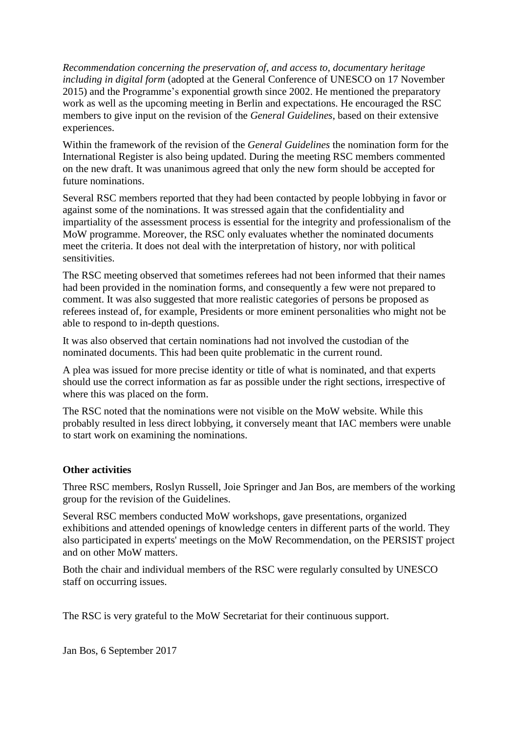*Recommendation concerning the preservation of, and access to, documentary heritage including in digital form* (adopted at the General Conference of UNESCO on 17 November 2015) and the Programme's exponential growth since 2002. He mentioned the preparatory work as well as the upcoming meeting in Berlin and expectations. He encouraged the RSC members to give input on the revision of the *General Guidelines*, based on their extensive experiences.

Within the framework of the revision of the *General Guidelines* the nomination form for the International Register is also being updated. During the meeting RSC members commented on the new draft. It was unanimous agreed that only the new form should be accepted for future nominations.

Several RSC members reported that they had been contacted by people lobbying in favor or against some of the nominations. It was stressed again that the confidentiality and impartiality of the assessment process is essential for the integrity and professionalism of the MoW programme. Moreover, the RSC only evaluates whether the nominated documents meet the criteria. It does not deal with the interpretation of history, nor with political sensitivities.

The RSC meeting observed that sometimes referees had not been informed that their names had been provided in the nomination forms, and consequently a few were not prepared to comment. It was also suggested that more realistic categories of persons be proposed as referees instead of, for example, Presidents or more eminent personalities who might not be able to respond to in-depth questions.

It was also observed that certain nominations had not involved the custodian of the nominated documents. This had been quite problematic in the current round.

A plea was issued for more precise identity or title of what is nominated, and that experts should use the correct information as far as possible under the right sections, irrespective of where this was placed on the form.

The RSC noted that the nominations were not visible on the MoW website. While this probably resulted in less direct lobbying, it conversely meant that IAC members were unable to start work on examining the nominations.

**Other activities**

Three RSC members, Roslyn Russell, Joie Springer and Jan Bos, are members of the working group for the revision of the Guidelines.

Several RSC members conducted MoW workshops, gave presentations, organized exhibitions and attended openings of knowledge centers in different parts of the world. They also participated in experts' meetings on the MoW Recommendation, on the PERSIST project and on other MoW matters.

Both the chair and individual members of the RSC were regularly consulted by UNESCO staff on occurring issues.

The RSC is very grateful to the MoW Secretariat for their continuous support.

Jan Bos, 6 September 2017